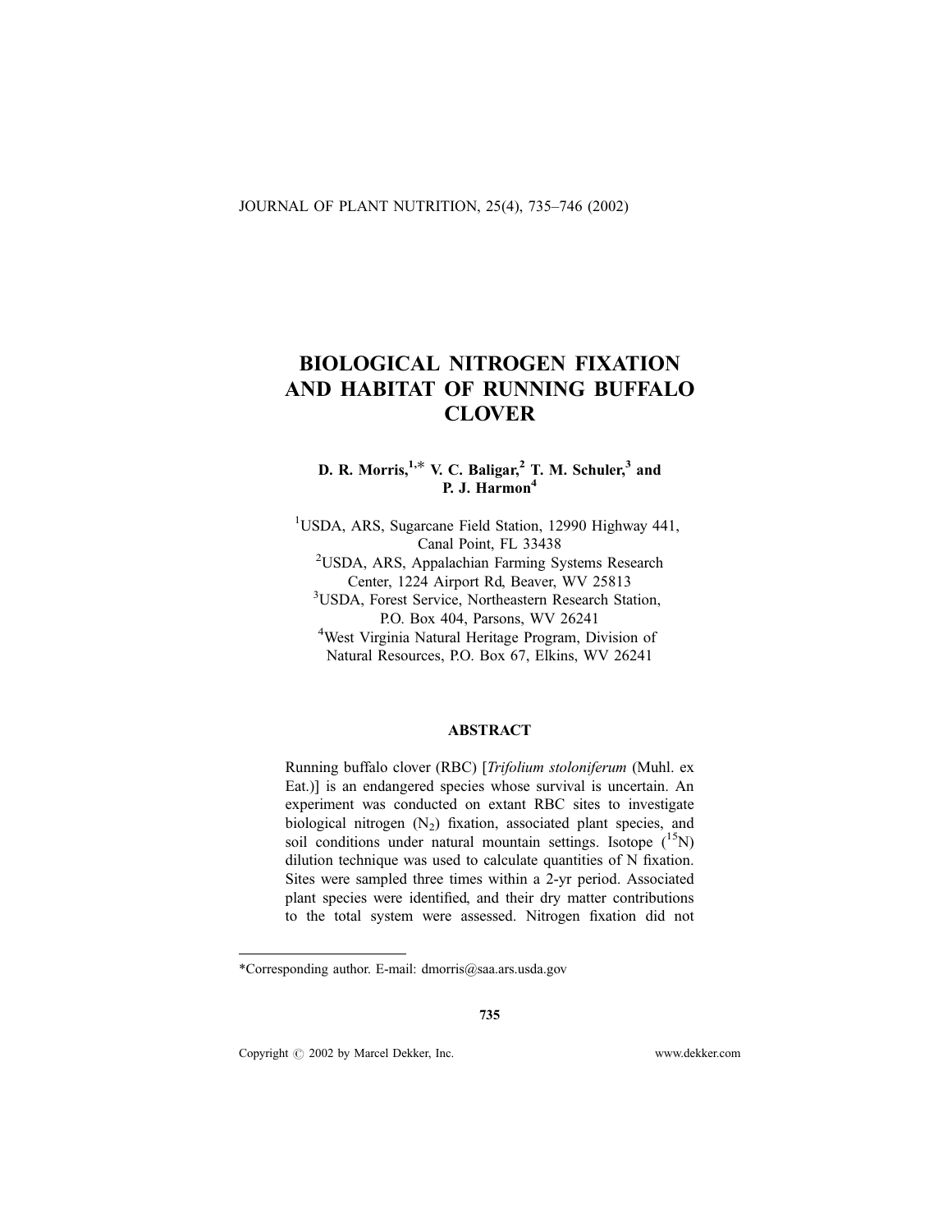# BIOLOGICAL NITROGEN FIXATION AND HABITAT OF RUNNING BUFFALO CLOVER

**D. R. Morris,[1,]* V. C. Baligar,[2] T. M. Schuler,[3] and P. J. Harmon[4]**

[1]USDA, ARS, Sugarcane Field Station, 12990 Highway 441, Canal Point, FL 33438

[2]USDA, ARS, Appalachian Farming Systems Research Center, 1224 Airport Rd, Beaver, WV 25813

[3]USDA, Forest Service, Northeastern Research Station, P.O. Box 404, Parsons, WV 26241

[4]West Virginia Natural Heritage Program, Division of Natural Resources, P.O. Box 67, Elkins, WV 26241

## ABSTRACT

Running buffalo clover (RBC) [*Trifolium stoloniferum* (Muhl. ex Eat.)] is an endangered species whose survival is uncertain. An experiment was conducted on extant RBC sites to investigate biological nitrogen ($N_2$) fixation, associated plant species, and soil conditions under natural mountain settings. Isotope ($^{15}N$) dilution technique was used to calculate quantities of N fixation. Sites were sampled three times within a 2-yr period. Associated plant species were identified, and their dry matter contributions to the total system were assessed. Nitrogen fixation did not

---

*Corresponding author. E-mail: dmorris@saa.ars.usda.gov

Copyright © 2002 by Marcel Dekker, Inc. www.dekker.com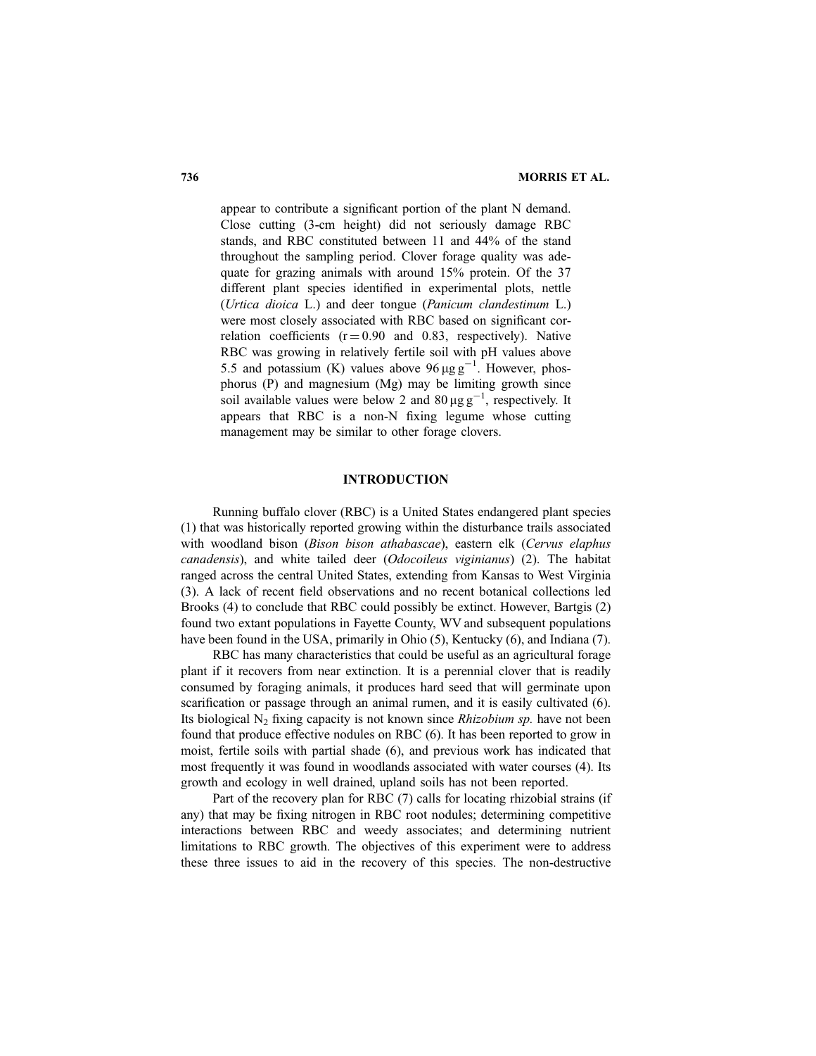appear to contribute a significant portion of the plant N demand. Close cutting (3-cm height) did not seriously damage RBC stands, and RBC constituted between 11 and 44% of the stand throughout the sampling period. Clover forage quality was adequate for grazing animals with around 15% protein. Of the 37 different plant species identified in experimental plots, nettle (*Urtica dioica* L.) and deer tongue (*Panicum clandestinum* L.) were most closely associated with RBC based on significant correlation coefficients ($r = 0.90$ and $0.83$, respectively). Native RBC was growing in relatively fertile soil with pH values above 5.5 and potassium (K) values above $96\,\mu g\,g^{-1}$. However, phosphorus (P) and magnesium (Mg) may be limiting growth since soil available values were below 2 and $80\,\mu g\,g^{-1}$, respectively. It appears that RBC is a non-N fixing legume whose cutting management may be similar to other forage clovers.

## INTRODUCTION

Running buffalo clover (RBC) is a United States endangered plant species (1) that was historically reported growing within the disturbance trails associated with woodland bison (*Bison bison athabascae*), eastern elk (*Cervus elaphus canadensis*), and white tailed deer (*Odocoileus viginianus*) (2). The habitat ranged across the central United States, extending from Kansas to West Virginia (3). A lack of recent field observations and no recent botanical collections led Brooks (4) to conclude that RBC could possibly be extinct. However, Bartgis (2) found two extant populations in Fayette County, WV and subsequent populations have been found in the USA, primarily in Ohio (5), Kentucky (6), and Indiana (7).

RBC has many characteristics that could be useful as an agricultural forage plant if it recovers from near extinction. It is a perennial clover that is readily consumed by foraging animals, it produces hard seed that will germinate upon scarification or passage through an animal rumen, and it is easily cultivated (6). Its biological $N_2$ fixing capacity is not known since *Rhizobium sp.* have not been found that produce effective nodules on RBC (6). It has been reported to grow in moist, fertile soils with partial shade (6), and previous work has indicated that most frequently it was found in woodlands associated with water courses (4). Its growth and ecology in well drained, upland soils has not been reported.

Part of the recovery plan for RBC (7) calls for locating rhizobial strains (if any) that may be fixing nitrogen in RBC root nodules; determining competitive interactions between RBC and weedy associates; and determining nutrient limitations to RBC growth. The objectives of this experiment were to address these three issues to aid in the recovery of this species. The non-destructive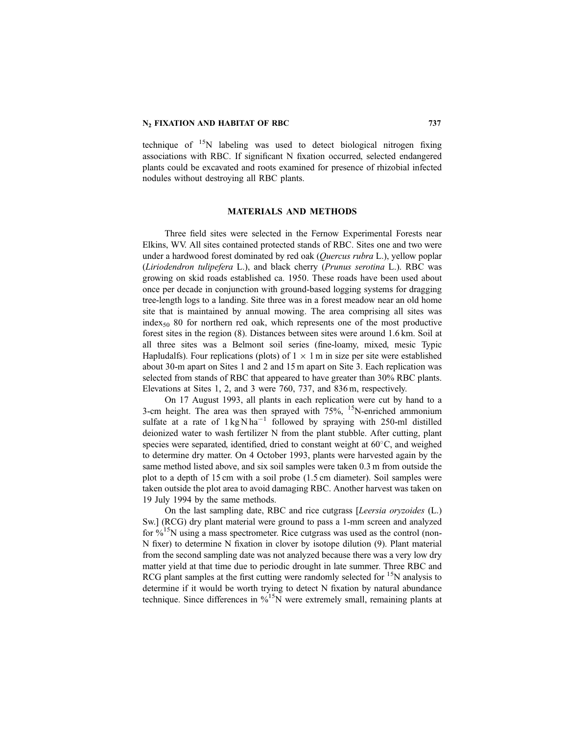technique of $^{15}N$ labeling was used to detect biological nitrogen fixing associations with RBC. If significant N fixation occurred, selected endangered plants could be excavated and roots examined for presence of rhizobial infected nodules without destroying all RBC plants.

## MATERIALS AND METHODS

Three field sites were selected in the Fernow Experimental Forests near Elkins, WV. All sites contained protected stands of RBC. Sites one and two were under a hardwood forest dominated by red oak (*Quercus rubra* L.), yellow poplar (*Liriodendron tulipefera* L.), and black cherry (*Prunus serotina* L.). RBC was growing on skid roads established ca. 1950. These roads have been used about once per decade in conjunction with ground-based logging systems for dragging tree-length logs to a landing. Site three was in a forest meadow near an old home site that is maintained by annual mowing. The area comprising all sites was $index_{50}$ 80 for northern red oak, which represents one of the most productive forest sites in the region (8). Distances between sites were around 1.6 km. Soil at all three sites was a Belmont soil series (fine-loamy, mixed, mesic Typic Hapludalfs). Four replications (plots) of $1 \times 1$ m in size per site were established about 30-m apart on Sites 1 and 2 and 15 m apart on Site 3. Each replication was selected from stands of RBC that appeared to have greater than 30% RBC plants. Elevations at Sites 1, 2, and 3 were 760, 737, and 836 m, respectively.

On 17 August 1993, all plants in each replication were cut by hand to a 3-cm height. The area was then sprayed with 75%, $^{15}N$-enriched ammonium sulfate at a rate of $1\,kg\,N\,ha^{-1}$ followed by spraying with 250-ml distilled deionized water to wash fertilizer N from the plant stubble. After cutting, plant species were separated, identified, dried to constant weight at 60°C, and weighed to determine dry matter. On 4 October 1993, plants were harvested again by the same method listed above, and six soil samples were taken 0.3 m from outside the plot to a depth of 15 cm with a soil probe (1.5 cm diameter). Soil samples were taken outside the plot area to avoid damaging RBC. Another harvest was taken on 19 July 1994 by the same methods.

On the last sampling date, RBC and rice cutgrass [*Leersia oryzoides* (L.) Sw.] (RCG) dry plant material were ground to pass a 1-mm screen and analyzed for $\%^{15}N$ using a mass spectrometer. Rice cutgrass was used as the control (non-N fixer) to determine N fixation in clover by isotope dilution (9). Plant material from the second sampling date was not analyzed because there was a very low dry matter yield at that time due to periodic drought in late summer. Three RBC and RCG plant samples at the first cutting were randomly selected for $^{15}N$ analysis to determine if it would be worth trying to detect N fixation by natural abundance technique. Since differences in $\%^{15}N$ were extremely small, remaining plants at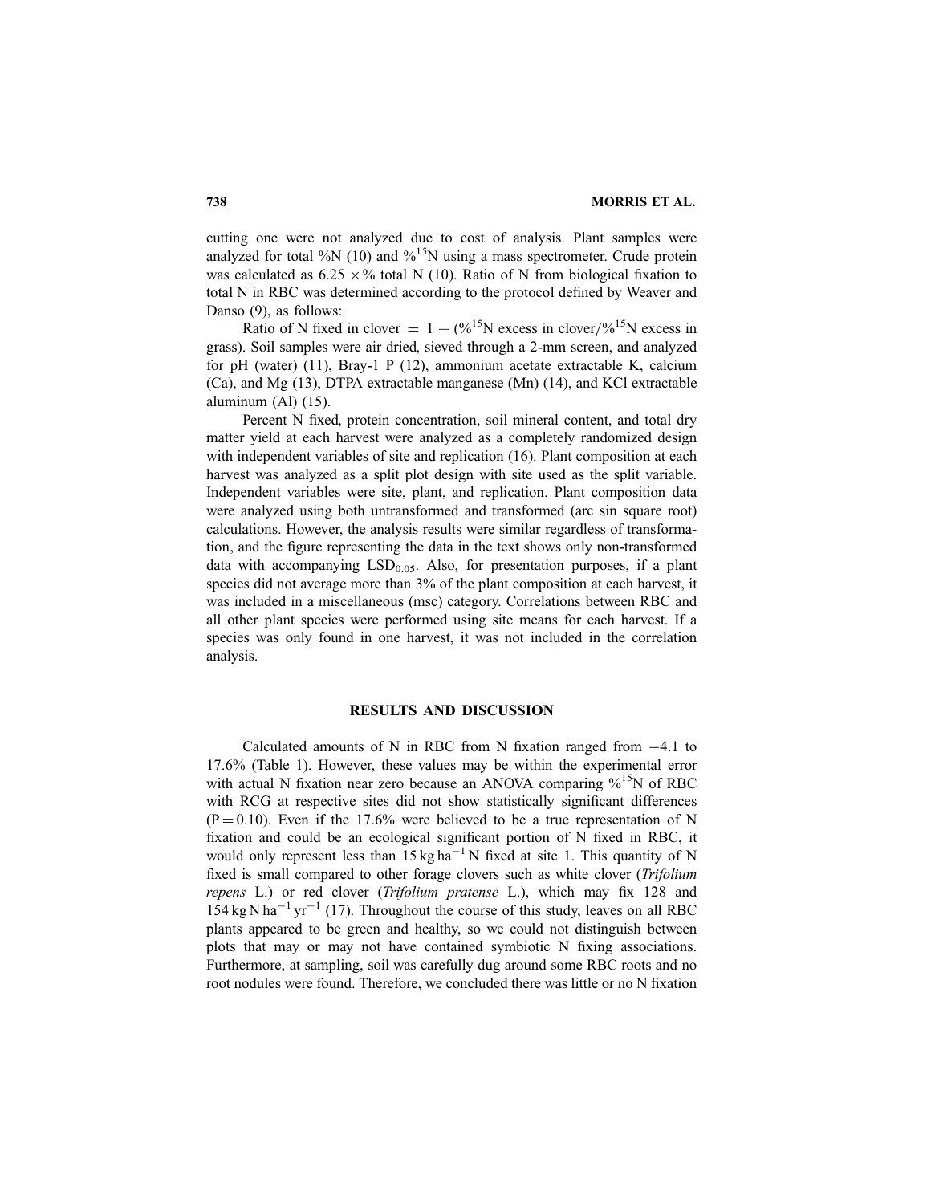cutting one were not analyzed due to cost of analysis. Plant samples were analyzed for total %N (10) and $\%^{15}N$ using a mass spectrometer. Crude protein was calculated as $6.25 \times \%$ total N (10). Ratio of N from biological fixation to total N in RBC was determined according to the protocol defined by Weaver and Danso (9), as follows:

Ratio of N fixed in clover $= 1 - (\%^{15}N$ excess in clover$/\%^{15}N$ excess in grass). Soil samples were air dried, sieved through a 2-mm screen, and analyzed for pH (water) (11), Bray-1 P (12), ammonium acetate extractable K, calcium (Ca), and Mg (13), DTPA extractable manganese (Mn) (14), and KCl extractable aluminum (Al) (15).

Percent N fixed, protein concentration, soil mineral content, and total dry matter yield at each harvest were analyzed as a completely randomized design with independent variables of site and replication (16). Plant composition at each harvest was analyzed as a split plot design with site used as the split variable. Independent variables were site, plant, and replication. Plant composition data were analyzed using both untransformed and transformed (arc sin square root) calculations. However, the analysis results were similar regardless of transformation, and the figure representing the data in the text shows only non-transformed data with accompanying $LSD_{0.05}$. Also, for presentation purposes, if a plant species did not average more than 3% of the plant composition at each harvest, it was included in a miscellaneous (msc) category. Correlations between RBC and all other plant species were performed using site means for each harvest. If a species was only found in one harvest, it was not included in the correlation analysis.

## RESULTS AND DISCUSSION

Calculated amounts of N in RBC from N fixation ranged from −4.1 to 17.6% (Table 1). However, these values may be within the experimental error with actual N fixation near zero because an ANOVA comparing $\%^{15}N$ of RBC with RCG at respective sites did not show statistically significant differences ($P = 0.10$). Even if the 17.6% were believed to be a true representation of N fixation and could be an ecological significant portion of N fixed in RBC, it would only represent less than $15\ kg\ ha^{-1}$ N fixed at site 1. This quantity of N fixed is small compared to other forage clovers such as white clover (*Trifolium repens* L.) or red clover (*Trifolium pratense* L.), which may fix 128 and $154\ kg\ N\ ha^{-1}\ yr^{-1}$ (17). Throughout the course of this study, leaves on all RBC plants appeared to be green and healthy, so we could not distinguish between plots that may or may not have contained symbiotic N fixing associations. Furthermore, at sampling, soil was carefully dug around some RBC roots and no root nodules were found. Therefore, we concluded there was little or no N fixation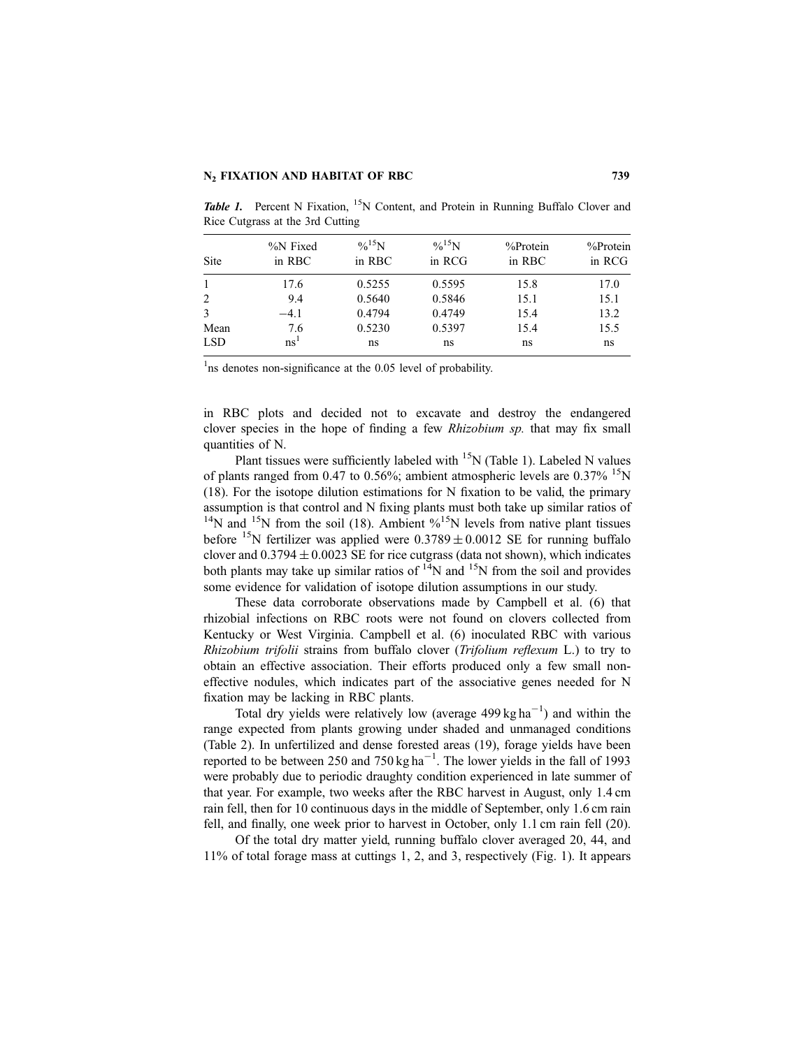*Table 1.* Percent N Fixation, $^{15}N$ Content, and Protein in Running Buffalo Clover and Rice Cutgrass at the 3rd Cutting

| Site | %N Fixed in RBC | $\%^{15}N$ in RBC | $\%^{15}N$ in RCG | %Protein in RBC | %Protein in RCG |
|---|---|---|---|---|---|
| 1 | 17.6 | 0.5255 | 0.5595 | 15.8 | 17.0 |
| 2 | 9.4 | 0.5640 | 0.5846 | 15.1 | 15.1 |
| 3 | −4.1 | 0.4794 | 0.4749 | 15.4 | 13.2 |
| Mean | 7.6 | 0.5230 | 0.5397 | 15.4 | 15.5 |
| LSD | ns[1] | ns | ns | ns | ns |

[1]ns denotes non-significance at the 0.05 level of probability.

in RBC plots and decided not to excavate and destroy the endangered clover species in the hope of finding a few *Rhizobium sp.* that may fix small quantities of N.

Plant tissues were sufficiently labeled with $^{15}N$ (Table 1). Labeled N values of plants ranged from 0.47 to 0.56%; ambient atmospheric levels are 0.37% $^{15}N$ (18). For the isotope dilution estimations for N fixation to be valid, the primary assumption is that control and N fixing plants must both take up similar ratios of $^{14}N$ and $^{15}N$ from the soil (18). Ambient $\%^{15}N$ levels from native plant tissues before $^{15}N$ fertilizer was applied were $0.3789 \pm 0.0012$ SE for running buffalo clover and $0.3794 \pm 0.0023$ SE for rice cutgrass (data not shown), which indicates both plants may take up similar ratios of $^{14}N$ and $^{15}N$ from the soil and provides some evidence for validation of isotope dilution assumptions in our study.

These data corroborate observations made by Campbell et al. (6) that rhizobial infections on RBC roots were not found on clovers collected from Kentucky or West Virginia. Campbell et al. (6) inoculated RBC with various *Rhizobium trifolii* strains from buffalo clover (*Trifolium reflexum* L.) to try to obtain an effective association. Their efforts produced only a few small non-effective nodules, which indicates part of the associative genes needed for N fixation may be lacking in RBC plants.

Total dry yields were relatively low (average 499 kg ha$^{-1}$) and within the range expected from plants growing under shaded and unmanaged conditions (Table 2). In unfertilized and dense forested areas (19), forage yields have been reported to be between 250 and 750 kg ha$^{-1}$. The lower yields in the fall of 1993 were probably due to periodic draughty condition experienced in late summer of that year. For example, two weeks after the RBC harvest in August, only 1.4 cm rain fell, then for 10 continuous days in the middle of September, only 1.6 cm rain fell, and finally, one week prior to harvest in October, only 1.1 cm rain fell (20).

Of the total dry matter yield, running buffalo clover averaged 20, 44, and 11% of total forage mass at cuttings 1, 2, and 3, respectively (Fig. 1). It appears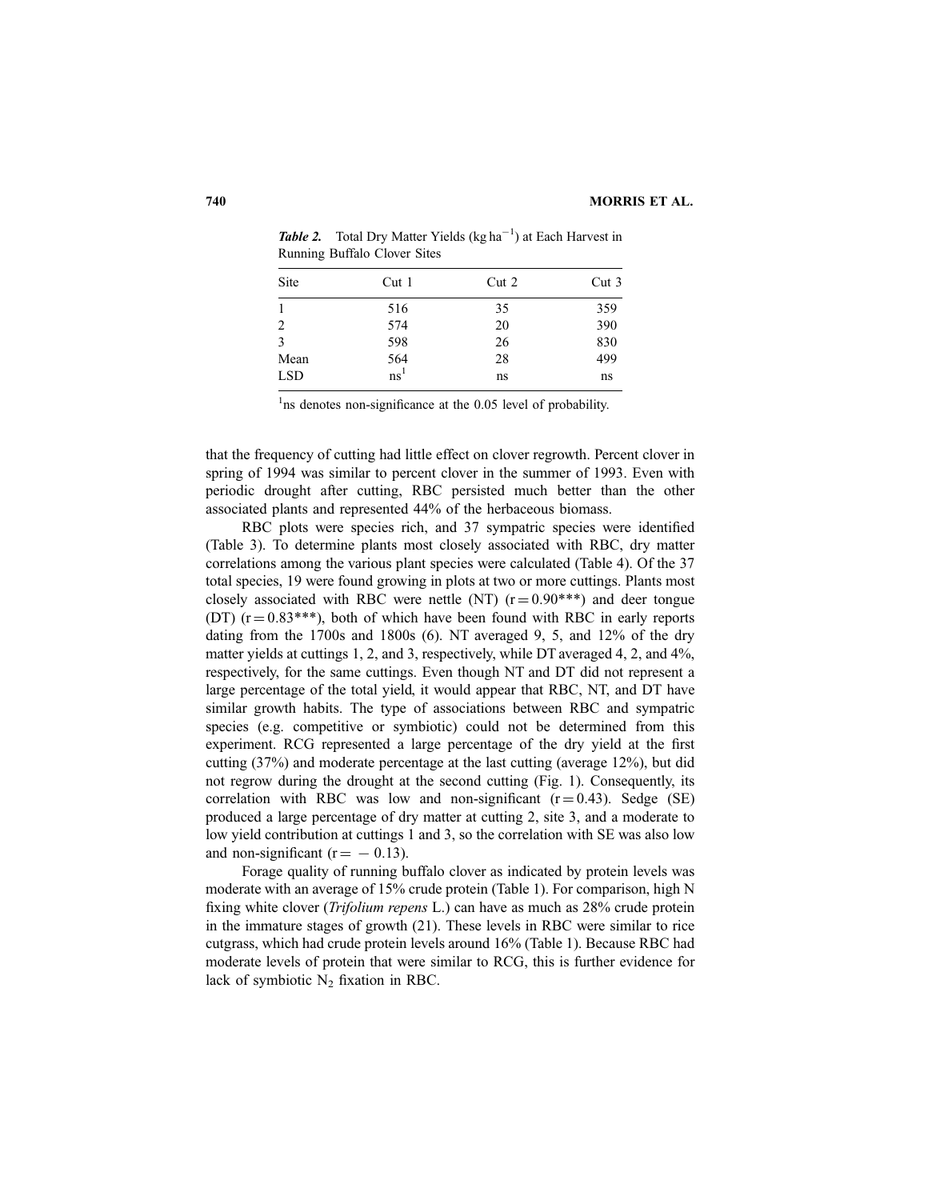***Table 2.*** Total Dry Matter Yields (kg ha$^{-1}$) at Each Harvest in Running Buffalo Clover Sites

| Site | Cut 1 | Cut 2 | Cut 3 |
|---|---|---|---|
| 1 | 516 | 35 | 359 |
| 2 | 574 | 20 | 390 |
| 3 | 598 | 26 | 830 |
| Mean | 564 | 28 | 499 |
| LSD | ns[1] | ns | ns |

[1]ns denotes non-significance at the 0.05 level of probability.

that the frequency of cutting had little effect on clover regrowth. Percent clover in spring of 1994 was similar to percent clover in the summer of 1993. Even with periodic drought after cutting, RBC persisted much better than the other associated plants and represented 44% of the herbaceous biomass.

RBC plots were species rich, and 37 sympatric species were identified (Table 3). To determine plants most closely associated with RBC, dry matter correlations among the various plant species were calculated (Table 4). Of the 37 total species, 19 were found growing in plots at two or more cuttings. Plants most closely associated with RBC were nettle (NT) ($r = 0.90$***) and deer tongue (DT) ($r = 0.83$***), both of which have been found with RBC in early reports dating from the 1700s and 1800s (6). NT averaged 9, 5, and 12% of the dry matter yields at cuttings 1, 2, and 3, respectively, while DT averaged 4, 2, and 4%, respectively, for the same cuttings. Even though NT and DT did not represent a large percentage of the total yield, it would appear that RBC, NT, and DT have similar growth habits. The type of associations between RBC and sympatric species (e.g. competitive or symbiotic) could not be determined from this experiment. RCG represented a large percentage of the dry yield at the first cutting (37%) and moderate percentage at the last cutting (average 12%), but did not regrow during the drought at the second cutting (Fig. 1). Consequently, its correlation with RBC was low and non-significant ($r = 0.43$). Sedge (SE) produced a large percentage of dry matter at cutting 2, site 3, and a moderate to low yield contribution at cuttings 1 and 3, so the correlation with SE was also low and non-significant ($r = -0.13$).

Forage quality of running buffalo clover as indicated by protein levels was moderate with an average of 15% crude protein (Table 1). For comparison, high N fixing white clover (*Trifolium repens* L.) can have as much as 28% crude protein in the immature stages of growth (21). These levels in RBC were similar to rice cutgrass, which had crude protein levels around 16% (Table 1). Because RBC had moderate levels of protein that were similar to RCG, this is further evidence for lack of symbiotic $N_2$ fixation in RBC.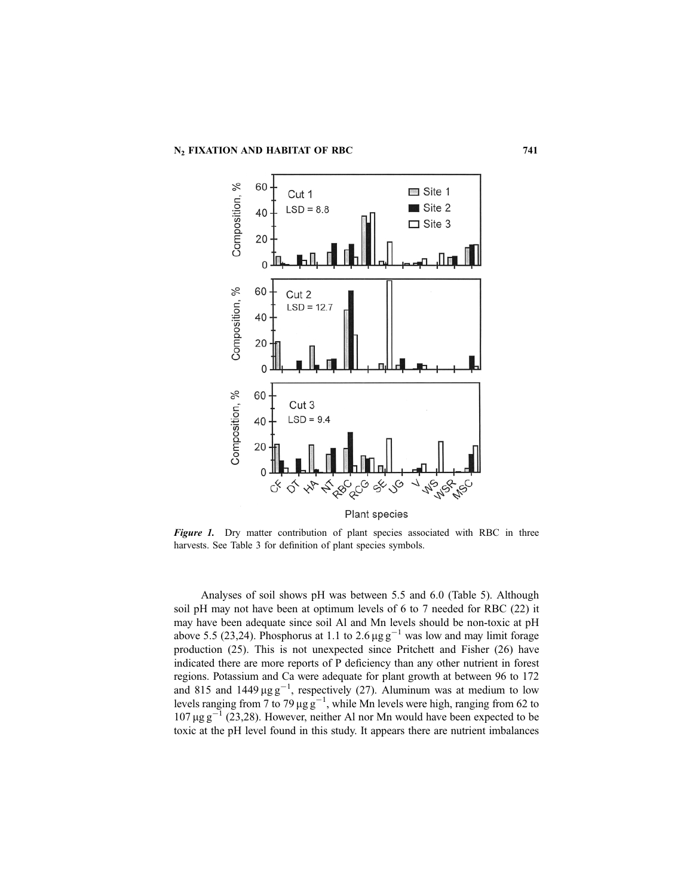*Figure 1.* Dry matter contribution of plant species associated with RBC in three harvests. See Table 3 for definition of plant species symbols.

Analyses of soil shows pH was between 5.5 and 6.0 (Table 5). Although soil pH may not have been at optimum levels of 6 to 7 needed for RBC (22) it may have been adequate since soil Al and Mn levels should be non-toxic at pH above 5.5 (23,24). Phosphorus at 1.1 to 2.6 $\mu g\,g^{-1}$ was low and may limit forage production (25). This is not unexpected since Pritchett and Fisher (26) have indicated there are more reports of P deficiency than any other nutrient in forest regions. Potassium and Ca were adequate for plant growth at between 96 to 172 and 815 and 1449 $\mu g\,g^{-1}$, respectively (27). Aluminum was at medium to low levels ranging from 7 to 79 $\mu g\,g^{-1}$, while Mn levels were high, ranging from 62 to 107 $\mu g\,g^{-1}$ (23,28). However, neither Al nor Mn would have been expected to be toxic at the pH level found in this study. It appears there are nutrient imbalances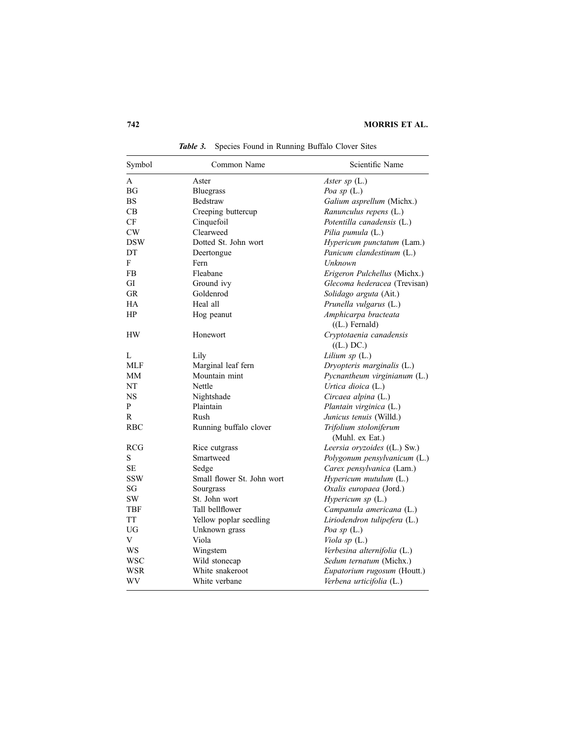*Table 3.* Species Found in Running Buffalo Clover Sites

| Symbol | Common Name | Scientific Name |
|---|---|---|
| A | Aster | *Aster sp* (L.) |
| BG | Bluegrass | *Poa sp* (L.) |
| BS | Bedstraw | *Galium asprellum* (Michx.) |
| CB | Creeping buttercup | *Ranunculus repens* (L.) |
| CF | Cinquefoil | *Potentilla canadensis* (L.) |
| CW | Clearweed | *Pilia pumula* (L.) |
| DSW | Dotted St. John wort | *Hypericum punctatum* (Lam.) |
| DT | Deertongue | *Panicum clandestinum* (L.) |
| F | Fern | *Unknown* |
| FB | Fleabane | *Erigeron Pulchellus* (Michx.) |
| GI | Ground ivy | *Glecoma hederacea* (Trevisan) |
| GR | Goldenrod | *Solidago arguta* (Ait.) |
| HA | Heal all | *Prunella vulgarus* (L.) |
| HP | Hog peanut | *Amphicarpa bracteata* ((L.) Fernald) |
| HW | Honewort | *Cryptotaenia canadensis* ((L.) DC.) |
| L | Lily | *Lilium sp* (L.) |
| MLF | Marginal leaf fern | *Dryopteris marginalis* (L.) |
| MM | Mountain mint | *Pycnantheum virginianum* (L.) |
| NT | Nettle | *Urtica dioica* (L.) |
| NS | Nightshade | *Circaea alpina* (L.) |
| P | Plaintain | *Plantain virginica* (L.) |
| R | Rush | *Junicus tenuis* (Willd.) |
| RBC | Running buffalo clover | *Trifolium stoloniferum* (Muhl. ex Eat.) |
| RCG | Rice cutgrass | *Leersia oryzoides* ((L.) Sw.) |
| S | Smartweed | *Polygonum pensylvanicum* (L.) |
| SE | Sedge | *Carex pensylvanica* (Lam.) |
| SSW | Small flower St. John wort | *Hypericum mutulum* (L.) |
| SG | Sourgrass | *Oxalis europaea* (Jord.) |
| SW | St. John wort | *Hypericum sp* (L.) |
| TBF | Tall bellflower | *Campanula americana* (L.) |
| TT | Yellow poplar seedling | *Liriodendron tulipefera* (L.) |
| UG | Unknown grass | *Poa sp* (L.) |
| V | Viola | *Viola sp* (L.) |
| WS | Wingstem | *Verbesina alternifolia* (L.) |
| WSC | Wild stonecap | *Sedum ternatum* (Michx.) |
| WSR | White snakeroot | *Eupatorium rugosum* (Houtt.) |
| WV | White verbane | *Verbena urticifolia* (L.) |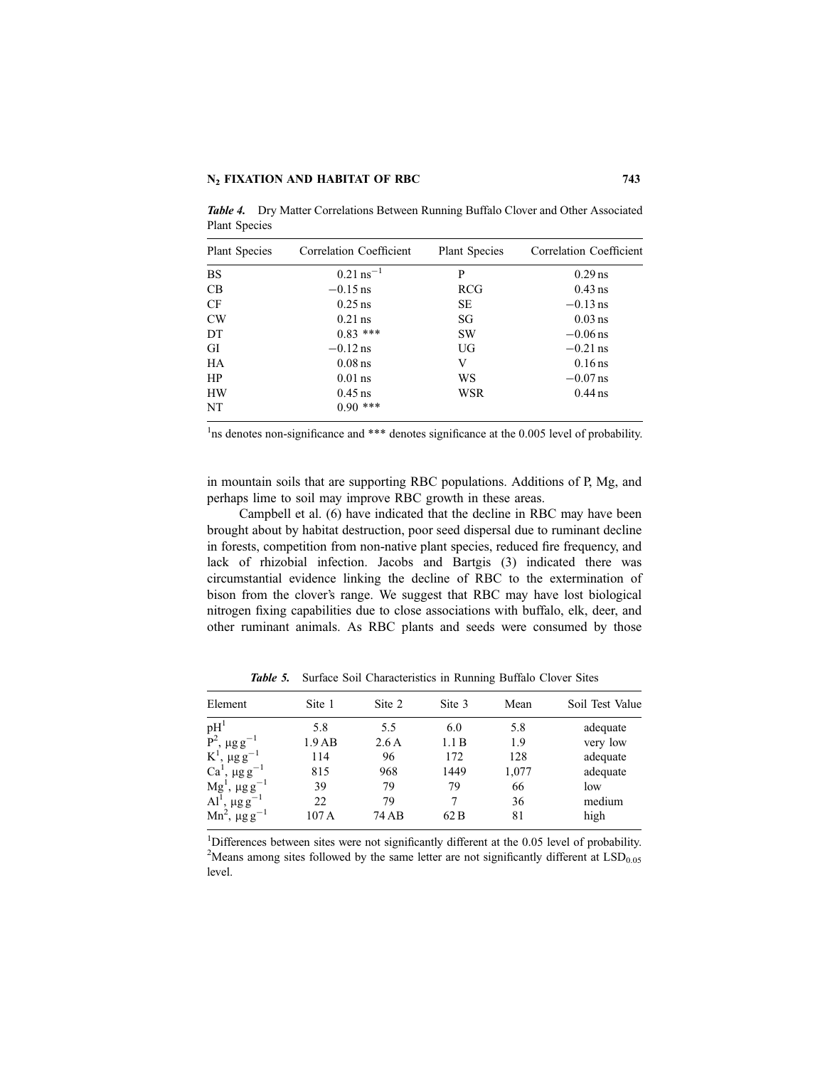***Table 4.*** Dry Matter Correlations Between Running Buffalo Clover and Other Associated Plant Species

| Plant Species | Correlation Coefficient | Plant Species | Correlation Coefficient |
|---|---|---|---|
| BS | 0.21 ns[1] | P | 0.29 ns |
| CB | −0.15 ns | RCG | 0.43 ns |
| CF | 0.25 ns | SE | −0.13 ns |
| CW | 0.21 ns | SG | 0.03 ns |
| DT | 0.83 *** | SW | −0.06 ns |
| GI | −0.12 ns | UG | −0.21 ns |
| HA | 0.08 ns | V | 0.16 ns |
| HP | 0.01 ns | WS | −0.07 ns |
| HW | 0.45 ns | WSR | 0.44 ns |
| NT | 0.90 *** | | |

[1]ns denotes non-significance and *** denotes significance at the 0.005 level of probability.

in mountain soils that are supporting RBC populations. Additions of P, Mg, and perhaps lime to soil may improve RBC growth in these areas.

Campbell et al. (6) have indicated that the decline in RBC may have been brought about by habitat destruction, poor seed dispersal due to ruminant decline in forests, competition from non-native plant species, reduced fire frequency, and lack of rhizobial infection. Jacobs and Bartgis (3) indicated there was circumstantial evidence linking the decline of RBC to the extermination of bison from the clover's range. We suggest that RBC may have lost biological nitrogen fixing capabilities due to close associations with buffalo, elk, deer, and other ruminant animals. As RBC plants and seeds were consumed by those

***Table 5.*** Surface Soil Characteristics in Running Buffalo Clover Sites

| Element | Site 1 | Site 2 | Site 3 | Mean | Soil Test Value |
|---|---|---|---|---|---|
| pH[1] | 5.8 | 5.5 | 6.0 | 5.8 | adequate |
| P[2], $\mu g\,g^{-1}$ | 1.9 AB | 2.6 A | 1.1 B | 1.9 | very low |
| K[1], $\mu g\,g^{-1}$ | 114 | 96 | 172 | 128 | adequate |
| Ca[1], $\mu g\,g^{-1}$ | 815 | 968 | 1449 | 1,077 | adequate |
| Mg[1], $\mu g\,g^{-1}$ | 39 | 79 | 79 | 66 | low |
| Al[1], $\mu g\,g^{-1}$ | 22 | 79 | 7 | 36 | medium |
| Mn[2], $\mu g\,g^{-1}$ | 107 A | 74 AB | 62 B | 81 | high |

[1]Differences between sites were not significantly different at the 0.05 level of probability.
[2]Means among sites followed by the same letter are not significantly different at $LSD_{0.05}$ level.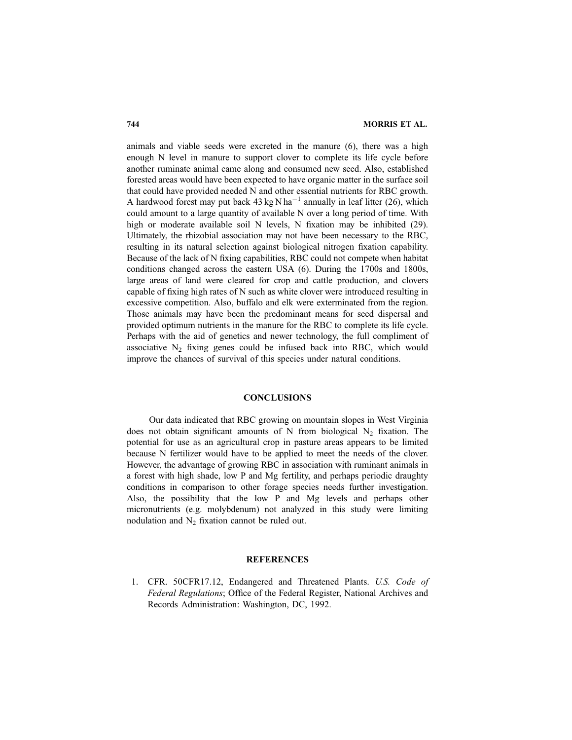animals and viable seeds were excreted in the manure (6), there was a high enough N level in manure to support clover to complete its life cycle before another ruminate animal came along and consumed new seed. Also, established forested areas would have been expected to have organic matter in the surface soil that could have provided needed N and other essential nutrients for RBC growth. A hardwood forest may put back $43\,\text{kg N ha}^{-1}$ annually in leaf litter (26), which could amount to a large quantity of available N over a long period of time. With high or moderate available soil N levels, N fixation may be inhibited (29). Ultimately, the rhizobial association may not have been necessary to the RBC, resulting in its natural selection against biological nitrogen fixation capability. Because of the lack of N fixing capabilities, RBC could not compete when habitat conditions changed across the eastern USA (6). During the 1700s and 1800s, large areas of land were cleared for crop and cattle production, and clovers capable of fixing high rates of N such as white clover were introduced resulting in excessive competition. Also, buffalo and elk were exterminated from the region. Those animals may have been the predominant means for seed dispersal and provided optimum nutrients in the manure for the RBC to complete its life cycle. Perhaps with the aid of genetics and newer technology, the full compliment of associative $N_2$ fixing genes could be infused back into RBC, which would improve the chances of survival of this species under natural conditions.

## CONCLUSIONS

Our data indicated that RBC growing on mountain slopes in West Virginia does not obtain significant amounts of N from biological $N_2$ fixation. The potential for use as an agricultural crop in pasture areas appears to be limited because N fertilizer would have to be applied to meet the needs of the clover. However, the advantage of growing RBC in association with ruminant animals in a forest with high shade, low P and Mg fertility, and perhaps periodic draughty conditions in comparison to other forage species needs further investigation. Also, the possibility that the low P and Mg levels and perhaps other micronutrients (e.g. molybdenum) not analyzed in this study were limiting nodulation and $N_2$ fixation cannot be ruled out.

## REFERENCES

1. CFR. 50CFR17.12, Endangered and Threatened Plants. *U.S. Code of Federal Regulations*; Office of the Federal Register, National Archives and Records Administration: Washington, DC, 1992.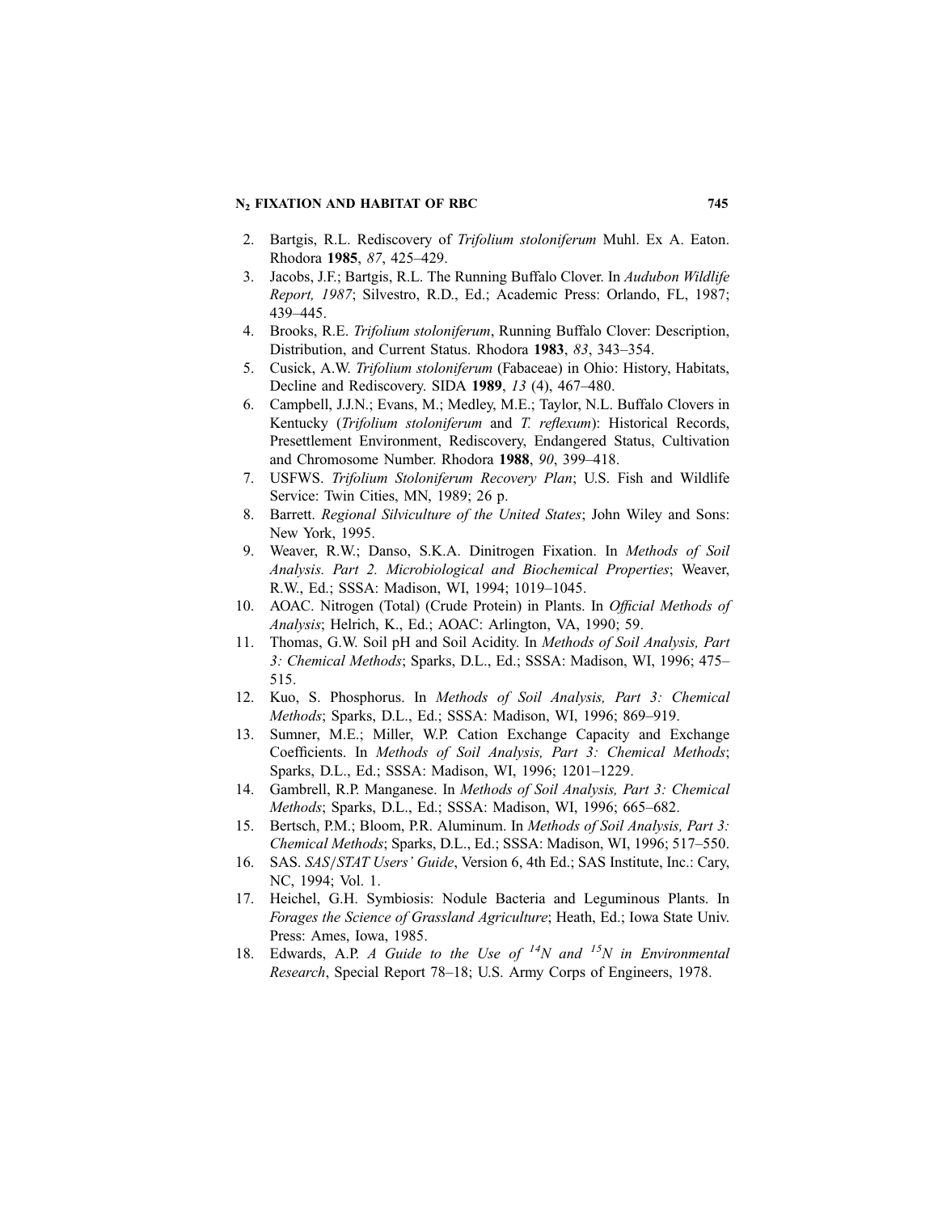2. Bartgis, R.L. Rediscovery of *Trifolium stoloniferum* Muhl. Ex A. Eaton. Rhodora **1985**, *87*, 425–429.
3. Jacobs, J.F.; Bartgis, R.L. The Running Buffalo Clover. In *Audubon Wildlife Report, 1987*; Silvestro, R.D., Ed.; Academic Press: Orlando, FL, 1987; 439–445.
4. Brooks, R.E. *Trifolium stoloniferum*, Running Buffalo Clover: Description, Distribution, and Current Status. Rhodora **1983**, *83*, 343–354.
5. Cusick, A.W. *Trifolium stoloniferum* (Fabaceae) in Ohio: History, Habitats, Decline and Rediscovery. SIDA **1989**, *13* (4), 467–480.
6. Campbell, J.J.N.; Evans, M.; Medley, M.E.; Taylor, N.L. Buffalo Clovers in Kentucky (*Trifolium stoloniferum* and *T. reflexum*): Historical Records, Presettlement Environment, Rediscovery, Endangered Status, Cultivation and Chromosome Number. Rhodora **1988**, *90*, 399–418.
7. USFWS. *Trifolium Stoloniferum Recovery Plan*; U.S. Fish and Wildlife Service: Twin Cities, MN, 1989; 26 p.
8. Barrett. *Regional Silviculture of the United States*; John Wiley and Sons: New York, 1995.
9. Weaver, R.W.; Danso, S.K.A. Dinitrogen Fixation. In *Methods of Soil Analysis. Part 2. Microbiological and Biochemical Properties*; Weaver, R.W., Ed.; SSSA: Madison, WI, 1994; 1019–1045.
10. AOAC. Nitrogen (Total) (Crude Protein) in Plants. In *Official Methods of Analysis*; Helrich, K., Ed.; AOAC: Arlington, VA, 1990; 59.
11. Thomas, G.W. Soil pH and Soil Acidity. In *Methods of Soil Analysis, Part 3: Chemical Methods*; Sparks, D.L., Ed.; SSSA: Madison, WI, 1996; 475–515.
12. Kuo, S. Phosphorus. In *Methods of Soil Analysis, Part 3: Chemical Methods*; Sparks, D.L., Ed.; SSSA: Madison, WI, 1996; 869–919.
13. Sumner, M.E.; Miller, W.P. Cation Exchange Capacity and Exchange Coefficients. In *Methods of Soil Analysis, Part 3: Chemical Methods*; Sparks, D.L., Ed.; SSSA: Madison, WI, 1996; 1201–1229.
14. Gambrell, R.P. Manganese. In *Methods of Soil Analysis, Part 3: Chemical Methods*; Sparks, D.L., Ed.; SSSA: Madison, WI, 1996; 665–682.
15. Bertsch, P.M.; Bloom, P.R. Aluminum. In *Methods of Soil Analysis, Part 3: Chemical Methods*; Sparks, D.L., Ed.; SSSA: Madison, WI, 1996; 517–550.
16. SAS. *SAS/STAT Users' Guide*, Version 6, 4th Ed.; SAS Institute, Inc.: Cary, NC, 1994; Vol. 1.
17. Heichel, G.H. Symbiosis: Nodule Bacteria and Leguminous Plants. In *Forages the Science of Grassland Agriculture*; Heath, Ed.; Iowa State Univ. Press: Ames, Iowa, 1985.
18. Edwards, A.P. *A Guide to the Use of $^{14}N$ and $^{15}N$ in Environmental Research*, Special Report 78–18; U.S. Army Corps of Engineers, 1978.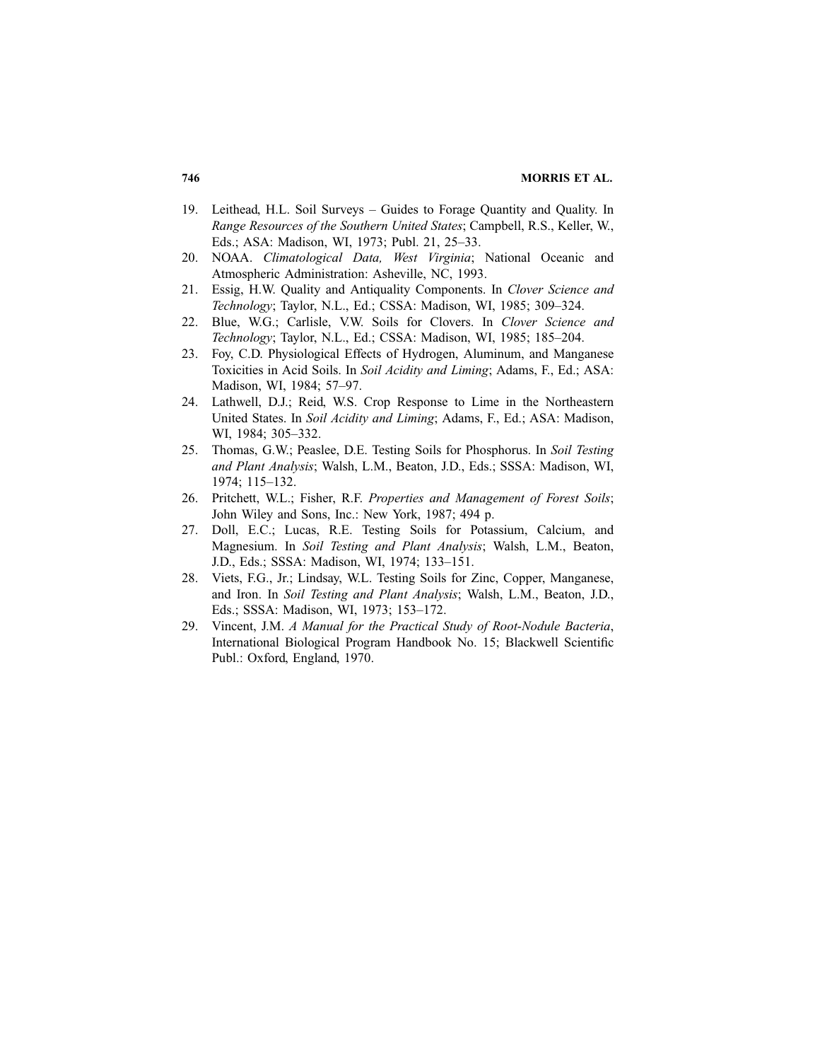19. Leithead, H.L. Soil Surveys – Guides to Forage Quantity and Quality. In *Range Resources of the Southern United States*; Campbell, R.S., Keller, W., Eds.; ASA: Madison, WI, 1973; Publ. 21, 25–33.
20. NOAA. *Climatological Data, West Virginia*; National Oceanic and Atmospheric Administration: Asheville, NC, 1993.
21. Essig, H.W. Quality and Antiquality Components. In *Clover Science and Technology*; Taylor, N.L., Ed.; CSSA: Madison, WI, 1985; 309–324.
22. Blue, W.G.; Carlisle, V.W. Soils for Clovers. In *Clover Science and Technology*; Taylor, N.L., Ed.; CSSA: Madison, WI, 1985; 185–204.
23. Foy, C.D. Physiological Effects of Hydrogen, Aluminum, and Manganese Toxicities in Acid Soils. In *Soil Acidity and Liming*; Adams, F., Ed.; ASA: Madison, WI, 1984; 57–97.
24. Lathwell, D.J.; Reid, W.S. Crop Response to Lime in the Northeastern United States. In *Soil Acidity and Liming*; Adams, F., Ed.; ASA: Madison, WI, 1984; 305–332.
25. Thomas, G.W.; Peaslee, D.E. Testing Soils for Phosphorus. In *Soil Testing and Plant Analysis*; Walsh, L.M., Beaton, J.D., Eds.; SSSA: Madison, WI, 1974; 115–132.
26. Pritchett, W.L.; Fisher, R.F. *Properties and Management of Forest Soils*; John Wiley and Sons, Inc.: New York, 1987; 494 p.
27. Doll, E.C.; Lucas, R.E. Testing Soils for Potassium, Calcium, and Magnesium. In *Soil Testing and Plant Analysis*; Walsh, L.M., Beaton, J.D., Eds.; SSSA: Madison, WI, 1974; 133–151.
28. Viets, F.G., Jr.; Lindsay, W.L. Testing Soils for Zinc, Copper, Manganese, and Iron. In *Soil Testing and Plant Analysis*; Walsh, L.M., Beaton, J.D., Eds.; SSSA: Madison, WI, 1973; 153–172.
29. Vincent, J.M. *A Manual for the Practical Study of Root-Nodule Bacteria*, International Biological Program Handbook No. 15; Blackwell Scientific Publ.: Oxford, England, 1970.